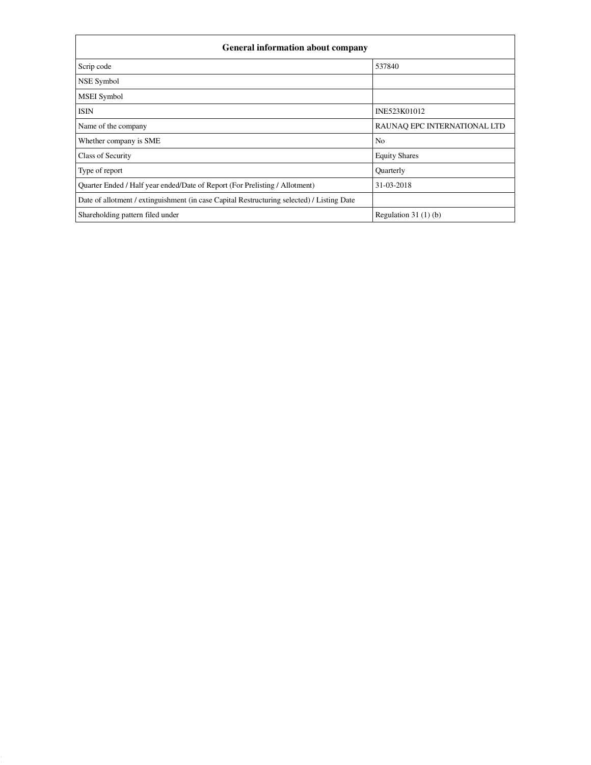| General information about company | |
|---|---|
| Scrip code | 537840 |
| NSE Symbol | |
| MSEI Symbol | |
| ISIN | INE523K01012 |
| Name of the company | RAUNAQ EPC INTERNATIONAL LTD |
| Whether company is SME | No |
| Class of Security | Equity Shares |
| Type of report | Quarterly |
| Quarter Ended / Half year ended/Date of Report (For Prelisting / Allotment) | 31-03-2018 |
| Date of allotment / extinguishment (in case Capital Restructuring selected) / Listing Date | |
| Shareholding pattern filed under | Regulation 31 (1) (b) |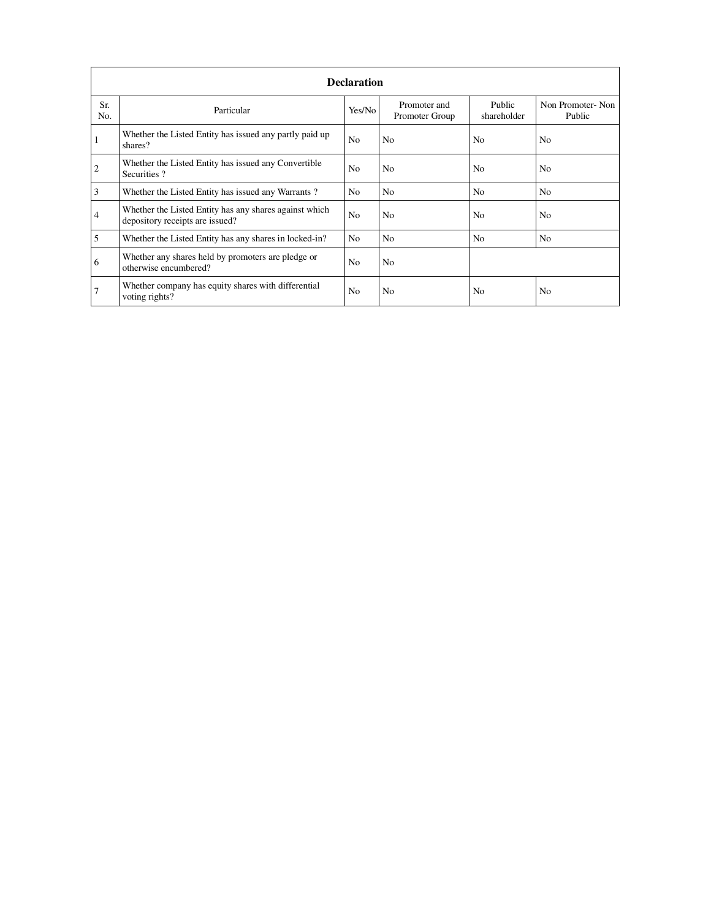| Declaration | | | | | |
|---|---|---|---|---|---|
| Sr. No. | Particular | Yes/No | Promoter and Promoter Group | Public shareholder | Non Promoter- Non Public |
| 1 | Whether the Listed Entity has issued any partly paid up shares? | No | No | No | No |
| 2 | Whether the Listed Entity has issued any Convertible Securities ? | No | No | No | No |
| 3 | Whether the Listed Entity has issued any Warrants ? | No | No | No | No |
| 4 | Whether the Listed Entity has any shares against which depository receipts are issued? | No | No | No | No |
| 5 | Whether the Listed Entity has any shares in locked-in? | No | No | No | No |
| 6 | Whether any shares held by promoters are pledge or otherwise encumbered? | No | No | | |
| 7 | Whether company has equity shares with differential voting rights? | No | No | No | No |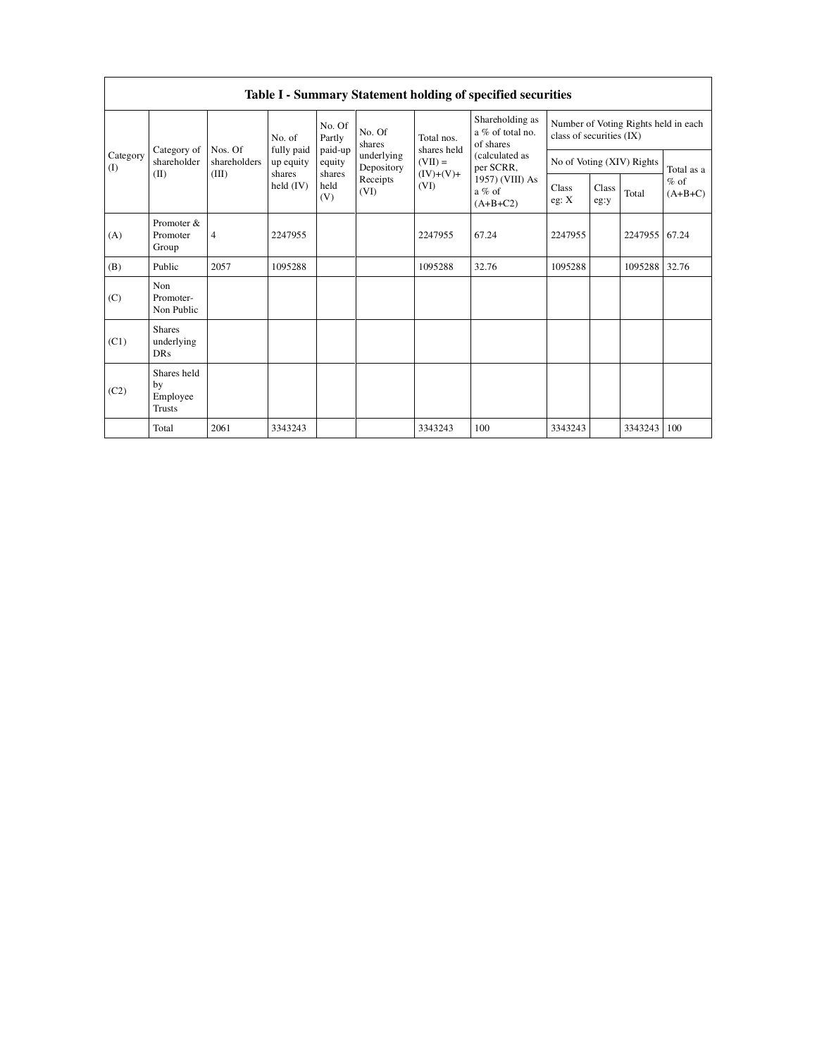| Table I - Summary Statement holding of specified securities | | | | | | | | | | | |
|---|---|---|---|---|---|---|---|---|---|---|---|
| Category (I) | Category of shareholder (II) | Nos. Of shareholders (III) | No. of fully paid up equity shares held (IV) | No. Of Partly paid-up equity shares held (V) | No. Of shares underlying Depository Receipts (VI) | Total nos. shares held (VII) = (IV)+(V)+ (VI) | Shareholding as a % of total no. of shares (calculated as per SCRR, 1957) (VIII) As a % of (A+B+C2) | Number of Voting Rights held in each class of securities (IX) | | | |
| | | | | | | | | No of Voting (XIV) Rights | | | Total as a % of (A+B+C) |
| | | | | | | | | Class eg: X | Class eg:y | Total | |
| (A) | Promoter & Promoter Group | 4 | 2247955 | | | 2247955 | 67.24 | 2247955 | | 2247955 | 67.24 |
| (B) | Public | 2057 | 1095288 | | | 1095288 | 32.76 | 1095288 | | 1095288 | 32.76 |
| (C) | Non Promoter- Non Public | | | | | | | | | | |
| (C1) | Shares underlying DRs | | | | | | | | | | |
| (C2) | Shares held by Employee Trusts | | | | | | | | | | |
| | Total | 2061 | 3343243 | | | 3343243 | 100 | 3343243 | | 3343243 | 100 |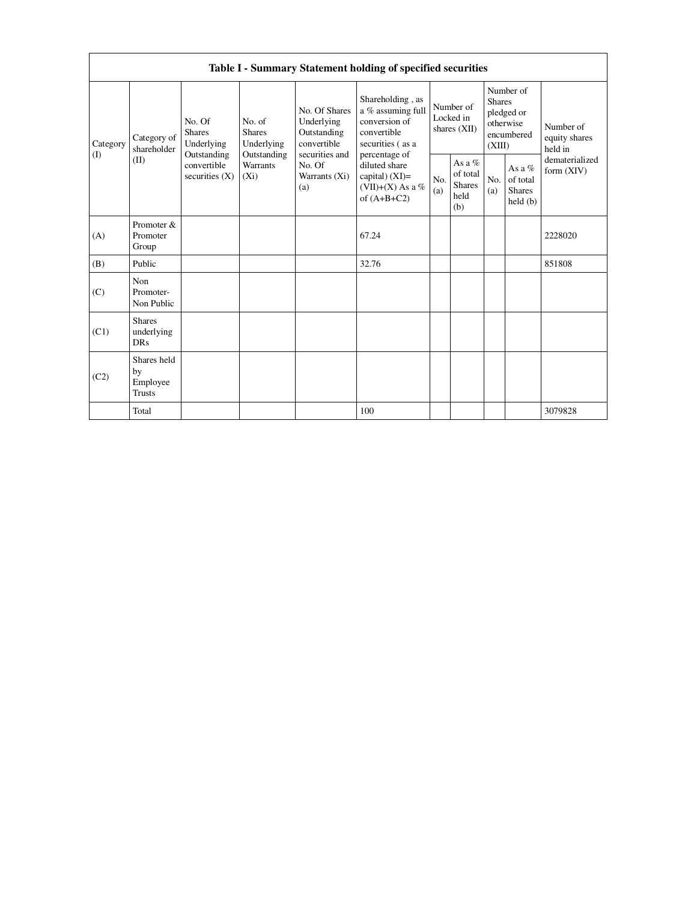| Table I - Summary Statement holding of specified securities | | | | | | | | | | |
|---|---|---|---|---|---|---|---|---|---|---|
| Category (I) | Category of shareholder (II) | No. Of Shares Underlying Outstanding convertible securities (X) | No. of Shares Underlying Outstanding Warrants (Xi) | No. Of Shares Underlying Outstanding convertible securities and No. Of Warrants (Xi) (a) | Shareholding , as a % assuming full conversion of convertible securities ( as a percentage of diluted share capital) (XI)= (VII)+(X) As a % of (A+B+C2) | Number of Locked in shares (XII) | | Number of Shares pledged or otherwise encumbered (XIII) | | Number of equity shares held in dematerialized form (XIV) |
| | | | | | | No. (a) | As a % of total Shares held (b) | No. (a) | As a % of total Shares held (b) | |
| (A) | Promoter & Promoter Group | | | | 67.24 | | | | | 2228020 |
| (B) | Public | | | | 32.76 | | | | | 851808 |
| (C) | Non Promoter- Non Public | | | | | | | | | |
| (C1) | Shares underlying DRs | | | | | | | | | |
| (C2) | Shares held by Employee Trusts | | | | | | | | | |
| | Total | | | | 100 | | | | | 3079828 |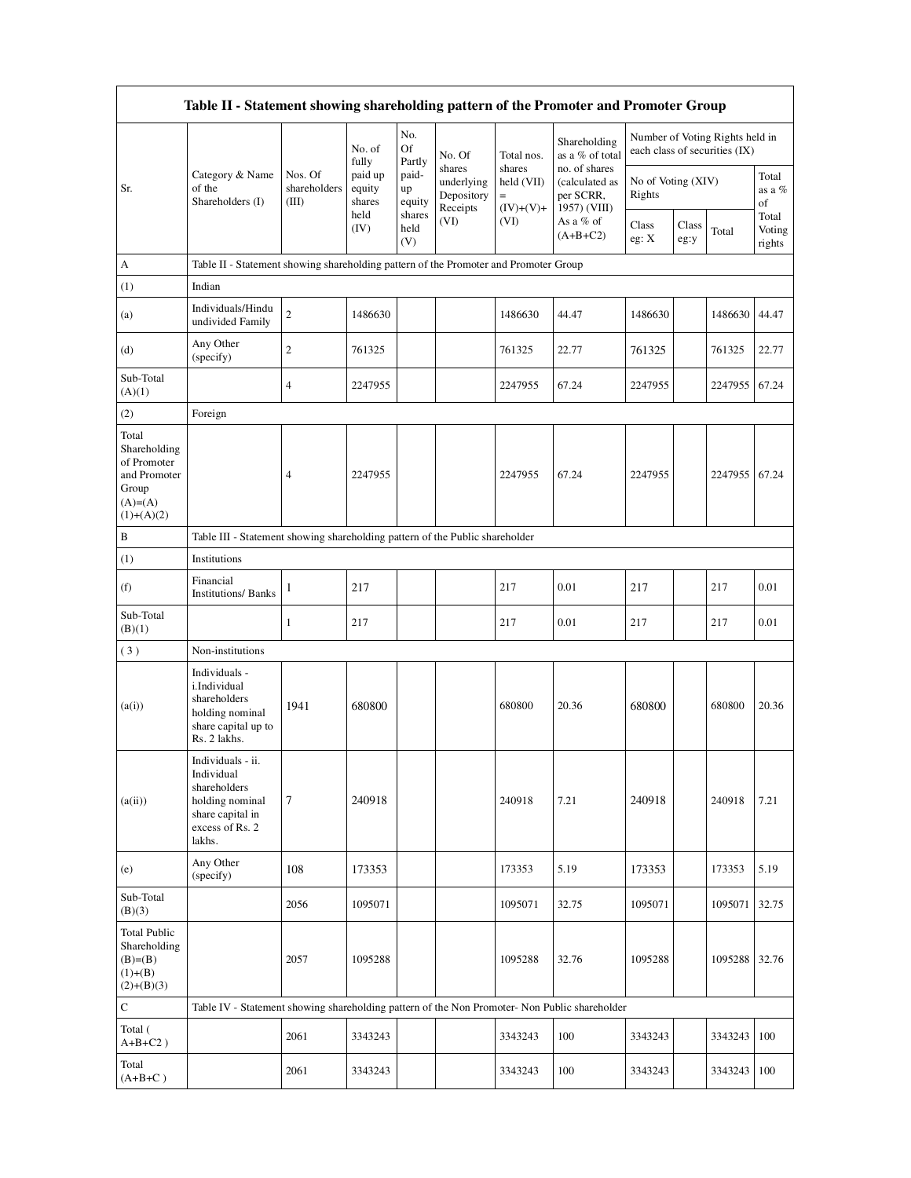| Table II - Statement showing shareholding pattern of the Promoter and Promoter Group | | | | | | | | | | | | |
|---|---|---|---|---|---|---|---|---|---|---|---|---|
| Sr. | Category & Name of the Shareholders (I) | Nos. Of shareholders (III) | No. of fully paid up equity shares held (IV) | No. Of Partly paid-up equity shares held (V) | No. Of shares underlying Depository Receipts (VI) | Total nos. shares held (VII) = (IV)+(V)+ (VI) | Shareholding as a % of total no. of shares (calculated as per SCRR, 1957) (VIII) As a % of (A+B+C2) | Number of Voting Rights held in each class of securities (IX) | | | |
| | | | | | | | | No of Voting (XIV) Rights | | | Total as a % of Total Voting rights |
| | | | | | | | | Class eg: X | Class eg:y | Total | |
| A | Table II - Statement showing shareholding pattern of the Promoter and Promoter Group | | | | | | | | | | |
| (1) | Indian | | | | | | | | | | |
| (a) | Individuals/Hindu undivided Family | 2 | 1486630 | | | 1486630 | 44.47 | 1486630 | | 1486630 | 44.47 |
| (d) | Any Other (specify) | 2 | 761325 | | | 761325 | 22.77 | 761325 | | 761325 | 22.77 |
| Sub-Total (A)(1) | | 4 | 2247955 | | | 2247955 | 67.24 | 2247955 | | 2247955 | 67.24 |
| (2) | Foreign | | | | | | | | | | |
| Total Shareholding of Promoter and Promoter Group (A)=(A)(1)+(A)(2) | | 4 | 2247955 | | | 2247955 | 67.24 | 2247955 | | 2247955 | 67.24 |
| B | Table III - Statement showing shareholding pattern of the Public shareholder | | | | | | | | | | |
| (1) | Institutions | | | | | | | | | | |
| (f) | Financial Institutions/ Banks | 1 | 217 | | | 217 | 0.01 | 217 | | 217 | 0.01 |
| Sub-Total (B)(1) | | 1 | 217 | | | 217 | 0.01 | 217 | | 217 | 0.01 |
| ( 3 ) | Non-institutions | | | | | | | | | | |
| (a(i)) | Individuals - i.Individual shareholders holding nominal share capital up to Rs. 2 lakhs. | 1941 | 680800 | | | 680800 | 20.36 | 680800 | | 680800 | 20.36 |
| (a(ii)) | Individuals - ii. Individual shareholders holding nominal share capital in excess of Rs. 2 lakhs. | 7 | 240918 | | | 240918 | 7.21 | 240918 | | 240918 | 7.21 |
| (e) | Any Other (specify) | 108 | 173353 | | | 173353 | 5.19 | 173353 | | 173353 | 5.19 |
| Sub-Total (B)(3) | | 2056 | 1095071 | | | 1095071 | 32.75 | 1095071 | | 1095071 | 32.75 |
| Total Public Shareholding (B)=(B)(1)+(B)(2)+(B)(3) | | 2057 | 1095288 | | | 1095288 | 32.76 | 1095288 | | 1095288 | 32.76 |
| C | Table IV - Statement showing shareholding pattern of the Non Promoter- Non Public shareholder | | | | | | | | | | |
| Total ( A+B+C2 ) | | 2061 | 3343243 | | | 3343243 | 100 | 3343243 | | 3343243 | 100 |
| Total (A+B+C ) | | 2061 | 3343243 | | | 3343243 | 100 | 3343243 | | 3343243 | 100 |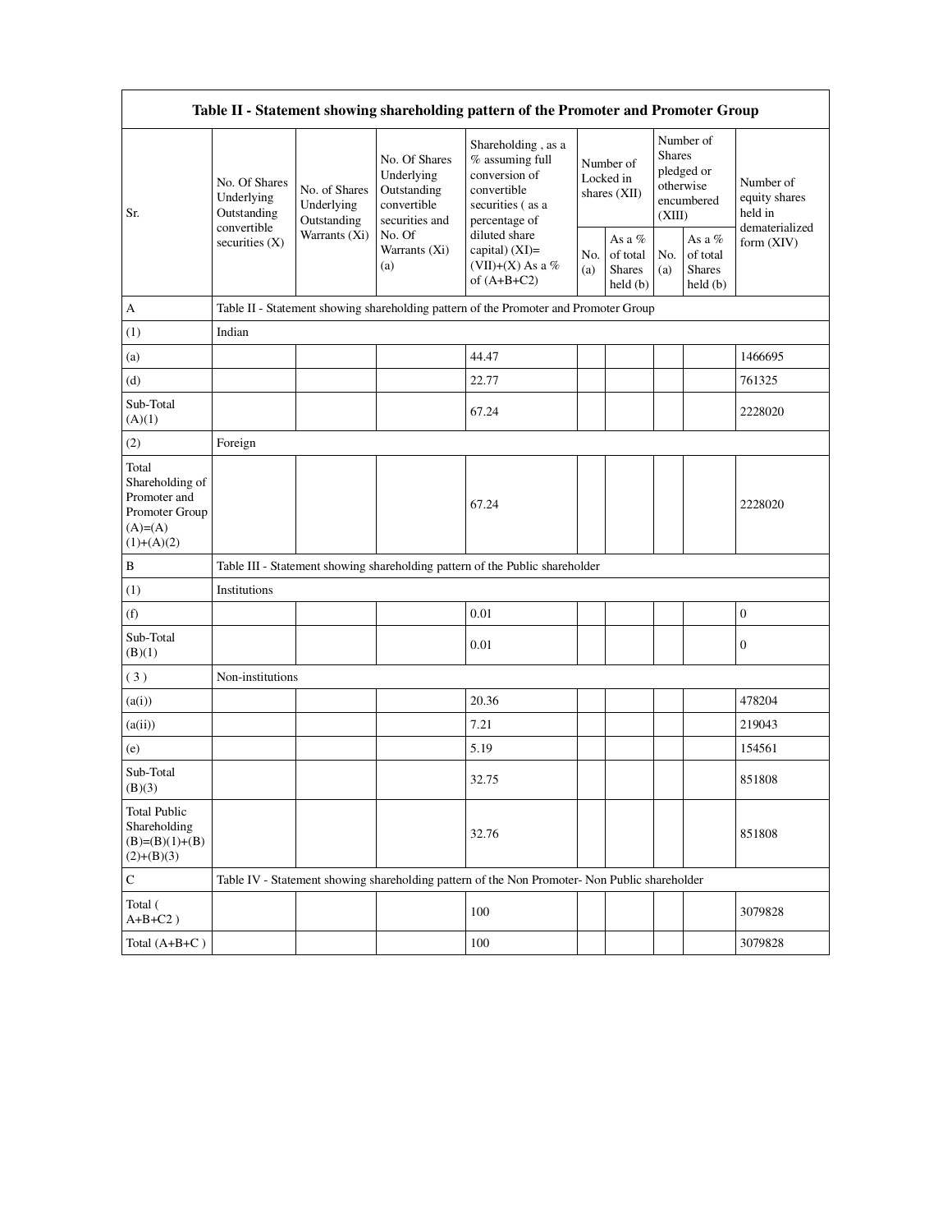| Table II - Statement showing shareholding pattern of the Promoter and Promoter Group | | | | | | | | | |
|---|---|---|---|---|---|---|---|---|---|
| Sr. | No. Of Shares Underlying Outstanding convertible securities (X) | No. of Shares Underlying Outstanding Warrants (Xi) | No. Of Shares Underlying Outstanding convertible securities and No. Of Warrants (Xi) (a) | Shareholding , as a % assuming full conversion of convertible securities ( as a percentage of diluted share capital) (XI)= (VII)+(X) As a % of (A+B+C2) | Number of Locked in shares (XII) | | Number of Shares pledged or otherwise encumbered (XIII) | | Number of equity shares held in dematerialized form (XIV) |
| | | | | | No. (a) | As a % of total Shares held (b) | No. (a) | As a % of total Shares held (b) | |
| A | Table II - Statement showing shareholding pattern of the Promoter and Promoter Group | | | | | | | | |
| (1) | Indian | | | | | | | | |
| (a) | | | | 44.47 | | | | | 1466695 |
| (d) | | | | 22.77 | | | | | 761325 |
| Sub-Total (A)(1) | | | | 67.24 | | | | | 2228020 |
| (2) | Foreign | | | | | | | | |
| Total Shareholding of Promoter and Promoter Group (A)=(A)(1)+(A)(2) | | | | 67.24 | | | | | 2228020 |
| B | Table III - Statement showing shareholding pattern of the Public shareholder | | | | | | | | |
| (1) | Institutions | | | | | | | | |
| (f) | | | | 0.01 | | | | | 0 |
| Sub-Total (B)(1) | | | | 0.01 | | | | | 0 |
| ( 3 ) | Non-institutions | | | | | | | | |
| (a(i)) | | | | 20.36 | | | | | 478204 |
| (a(ii)) | | | | 7.21 | | | | | 219043 |
| (e) | | | | 5.19 | | | | | 154561 |
| Sub-Total (B)(3) | | | | 32.75 | | | | | 851808 |
| Total Public Shareholding (B)=(B)(1)+(B)(2)+(B)(3) | | | | 32.76 | | | | | 851808 |
| C | Table IV - Statement showing shareholding pattern of the Non Promoter- Non Public shareholder | | | | | | | | |
| Total ( A+B+C2 ) | | | | 100 | | | | | 3079828 |
| Total (A+B+C ) | | | | 100 | | | | | 3079828 |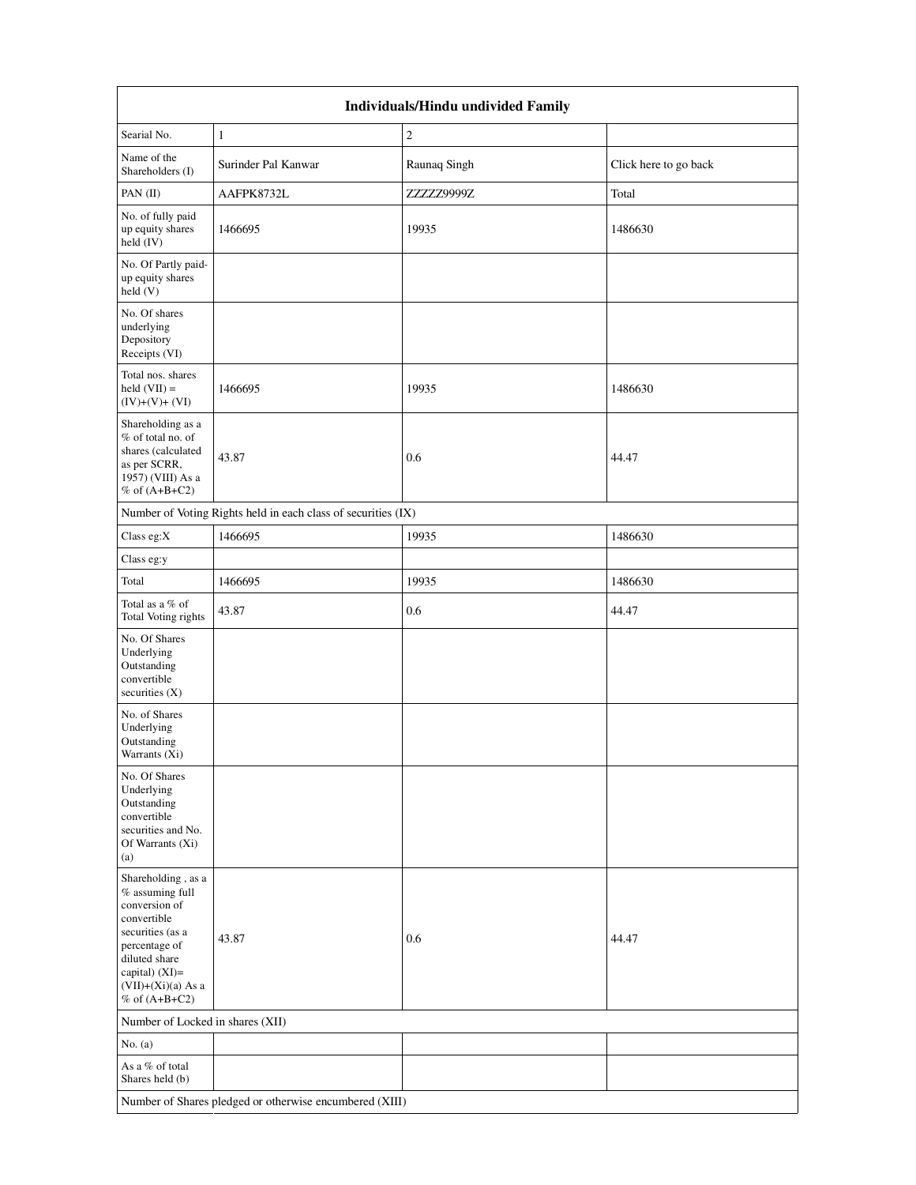| Individuals/Hindu undivided Family | | | |
|---|---|---|---|
| Searial No. | 1 | 2 | |
| Name of the Shareholders (I) | Surinder Pal Kanwar | Raunaq Singh | Click here to go back |
| PAN (II) | AAFPK8732L | ZZZZZ9999Z | Total |
| No. of fully paid up equity shares held (IV) | 1466695 | 19935 | 1486630 |
| No. Of Partly paid-up equity shares held (V) | | | |
| No. Of shares underlying Depository Receipts (VI) | | | |
| Total nos. shares held (VII) = (IV)+(V)+ (VI) | 1466695 | 19935 | 1486630 |
| Shareholding as a % of total no. of shares (calculated as per SCRR, 1957) (VIII) As a % of (A+B+C2) | 43.87 | 0.6 | 44.47 |
| Number of Voting Rights held in each class of securities (IX) | | | |
| Class eg:X | 1466695 | 19935 | 1486630 |
| Class eg:y | | | |
| Total | 1466695 | 19935 | 1486630 |
| Total as a % of Total Voting rights | 43.87 | 0.6 | 44.47 |
| No. Of Shares Underlying Outstanding convertible securities (X) | | | |
| No. of Shares Underlying Outstanding Warrants (Xi) | | | |
| No. Of Shares Underlying Outstanding convertible securities and No. Of Warrants (Xi) (a) | | | |
| Shareholding , as a % assuming full conversion of convertible securities (as a percentage of diluted share capital) (XI)= (VII)+(Xi)(a) As a % of (A+B+C2) | 43.87 | 0.6 | 44.47 |
| Number of Locked in shares (XII) | | | |
| No. (a) | | | |
| As a % of total Shares held (b) | | | |
| Number of Shares pledged or otherwise encumbered (XIII) | | | |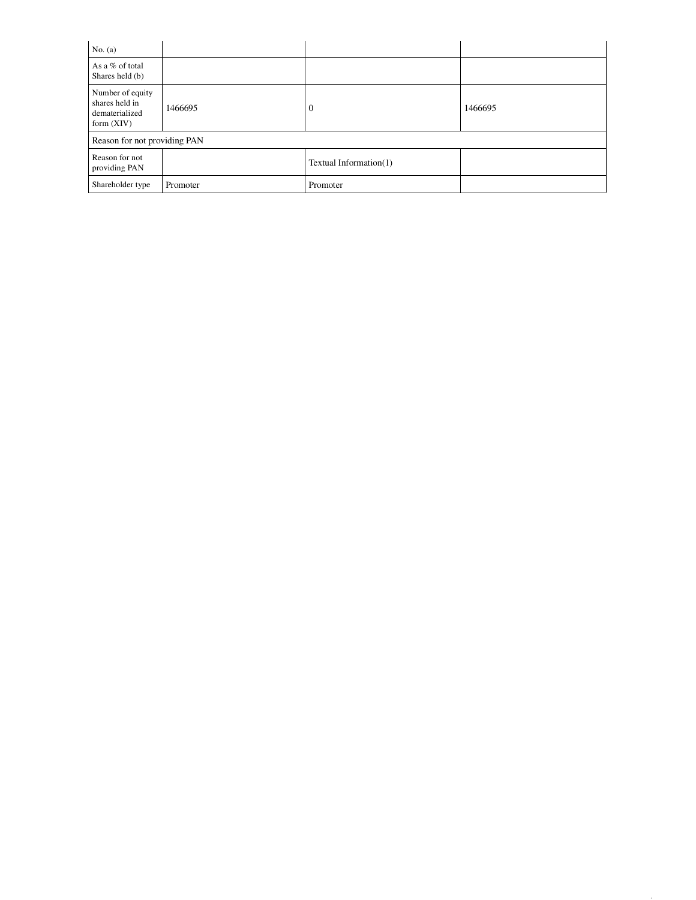| No. (a) | | | |
|---|---|---|---|
| As a % of total Shares held (b) | | | |
| Number of equity shares held in dematerialized form (XIV) | 1466695 | 0 | 1466695 |
| Reason for not providing PAN | | | |
| Reason for not providing PAN | | Textual Information(1) | |
| Shareholder type | Promoter | Promoter | |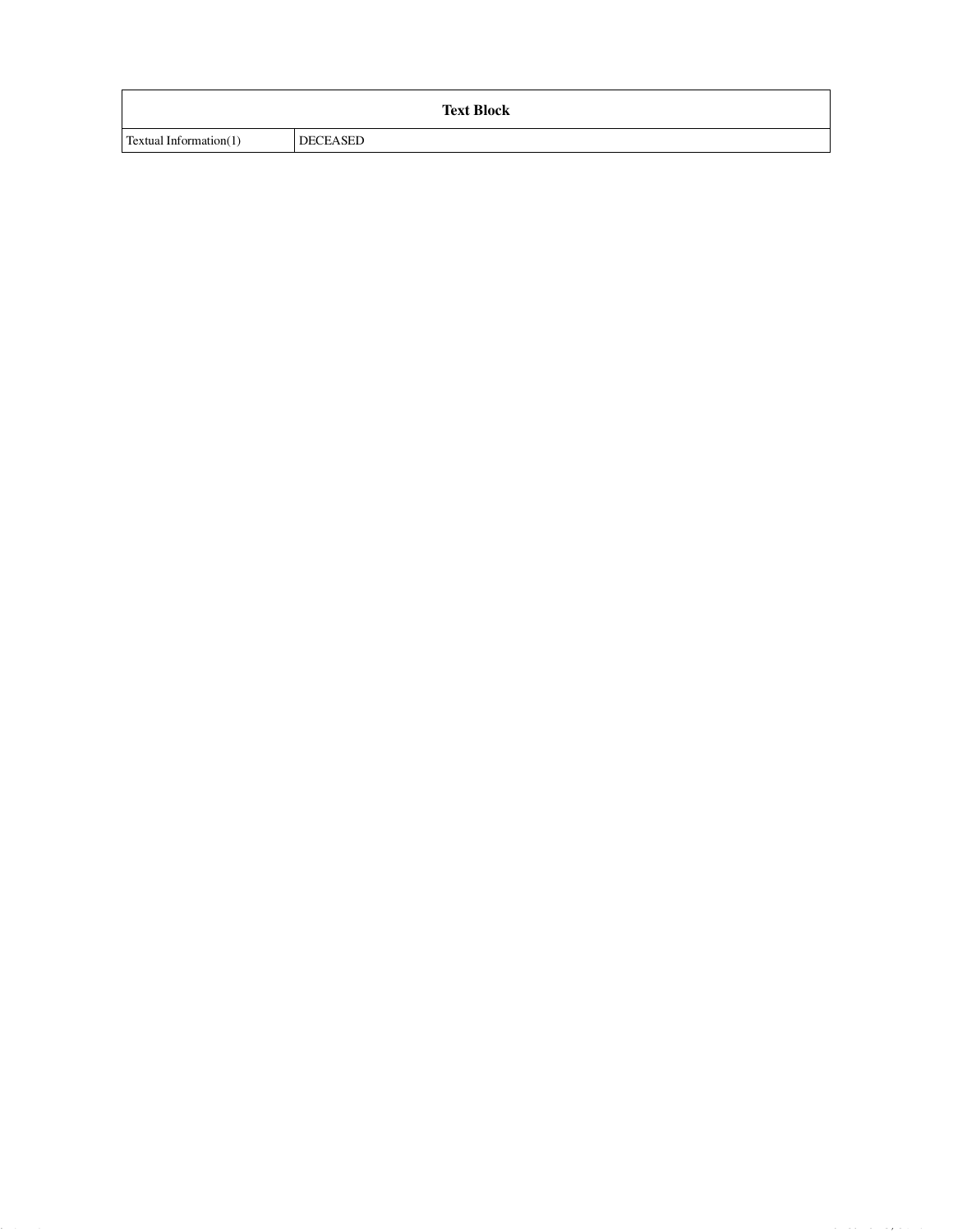| Text Block | |
|---|---|
| Textual Information(1) | DECEASED |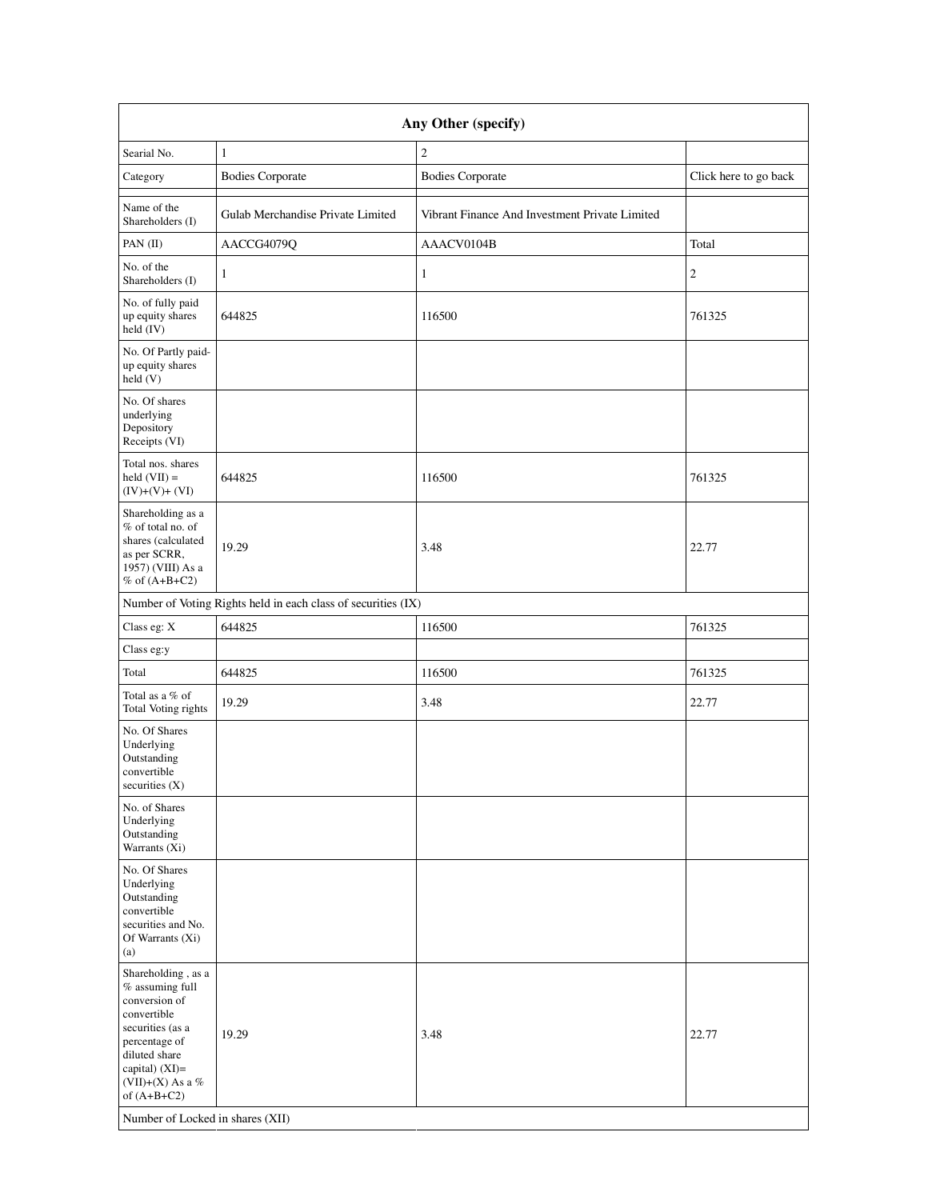| Any Other (specify) | | | |
|---|---|---|---|
| Searial No. | 1 | 2 | |
| Category | Bodies Corporate | Bodies Corporate | Click here to go back |
| Name of the Shareholders (I) | Gulab Merchandise Private Limited | Vibrant Finance And Investment Private Limited | |
| PAN (II) | AACCG4079Q | AAACV0104B | Total |
| No. of the Shareholders (I) | 1 | 1 | 2 |
| No. of fully paid up equity shares held (IV) | 644825 | 116500 | 761325 |
| No. Of Partly paid-up equity shares held (V) | | | |
| No. Of shares underlying Depository Receipts (VI) | | | |
| Total nos. shares held (VII) = (IV)+(V)+ (VI) | 644825 | 116500 | 761325 |
| Shareholding as a % of total no. of shares (calculated as per SCRR, 1957) (VIII) As a % of (A+B+C2) | 19.29 | 3.48 | 22.77 |
| Number of Voting Rights held in each class of securities (IX) | | | |
| Class eg: X | 644825 | 116500 | 761325 |
| Class eg:y | | | |
| Total | 644825 | 116500 | 761325 |
| Total as a % of Total Voting rights | 19.29 | 3.48 | 22.77 |
| No. Of Shares Underlying Outstanding convertible securities (X) | | | |
| No. of Shares Underlying Outstanding Warrants (Xi) | | | |
| No. Of Shares Underlying Outstanding convertible securities and No. Of Warrants (Xi) (a) | | | |
| Shareholding , as a % assuming full conversion of convertible securities (as a percentage of diluted share capital) (XI)= (VII)+(X) As a % of (A+B+C2) | 19.29 | 3.48 | 22.77 |
| Number of Locked in shares (XII) | | | |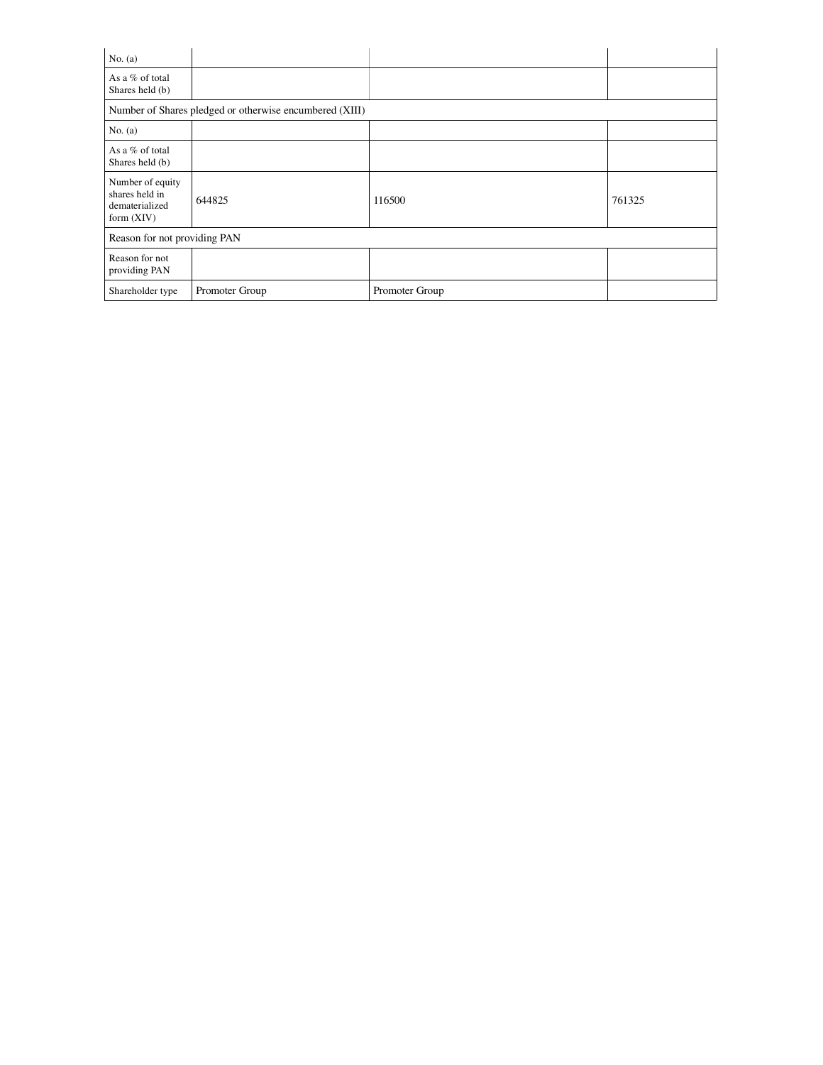| No. (a) | | | |
|---|---|---|---|
| As a % of total Shares held (b) | | | |
| Number of Shares pledged or otherwise encumbered (XIII) | | | |
| No. (a) | | | |
| As a % of total Shares held (b) | | | |
| Number of equity shares held in dematerialized form (XIV) | 644825 | 116500 | 761325 |
| Reason for not providing PAN | | | |
| Reason for not providing PAN | | | |
| Shareholder type | Promoter Group | Promoter Group | |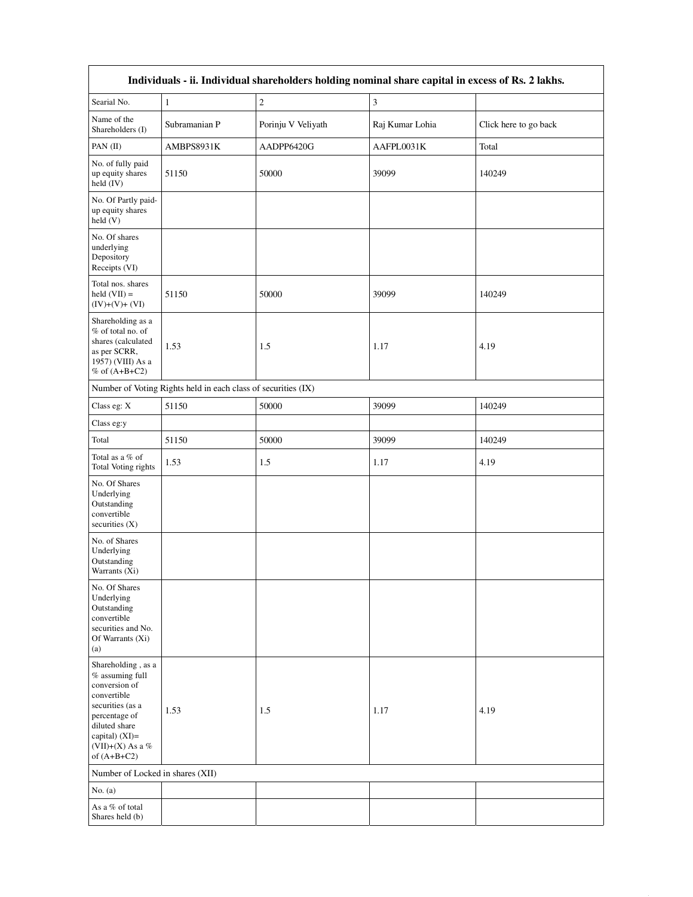| Individuals - ii. Individual shareholders holding nominal share capital in excess of Rs. 2 lakhs. | | | | |
|---|---|---|---|---|
| Searial No. | 1 | 2 | 3 | |
| Name of the Shareholders (I) | Subramanian P | Porinju V Veliyath | Raj Kumar Lohia | Click here to go back |
| PAN (II) | AMBPS8931K | AADPP6420G | AAFPL0031K | Total |
| No. of fully paid up equity shares held (IV) | 51150 | 50000 | 39099 | 140249 |
| No. Of Partly paid-up equity shares held (V) | | | | |
| No. Of shares underlying Depository Receipts (VI) | | | | |
| Total nos. shares held (VII) = (IV)+(V)+ (VI) | 51150 | 50000 | 39099 | 140249 |
| Shareholding as a % of total no. of shares (calculated as per SCRR, 1957) (VIII) As a % of (A+B+C2) | 1.53 | 1.5 | 1.17 | 4.19 |
| Number of Voting Rights held in each class of securities (IX) | | | | |
| Class eg: X | 51150 | 50000 | 39099 | 140249 |
| Class eg:y | | | | |
| Total | 51150 | 50000 | 39099 | 140249 |
| Total as a % of Total Voting rights | 1.53 | 1.5 | 1.17 | 4.19 |
| No. Of Shares Underlying Outstanding convertible securities (X) | | | | |
| No. of Shares Underlying Outstanding Warrants (Xi) | | | | |
| No. Of Shares Underlying Outstanding convertible securities and No. Of Warrants (Xi) (a) | | | | |
| Shareholding , as a % assuming full conversion of convertible securities (as a percentage of diluted share capital) (XI)= (VII)+(X) As a % of (A+B+C2) | 1.53 | 1.5 | 1.17 | 4.19 |
| Number of Locked in shares (XII) | | | | |
| No. (a) | | | | |
| As a % of total Shares held (b) | | | | |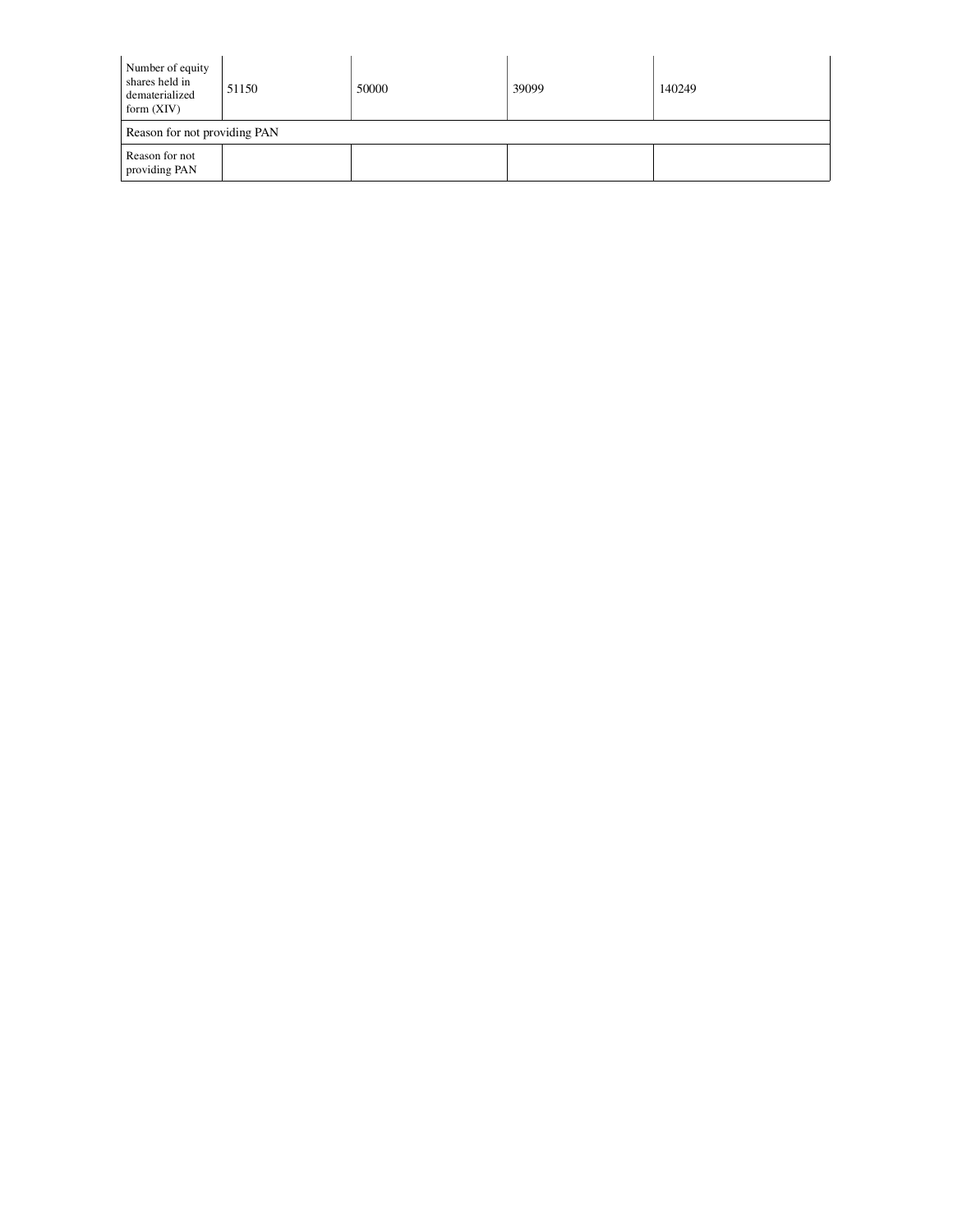| Number of equity shares held in dematerialized form (XIV) | 51150 | 50000 | 39099 | 140249 |
|---|---|---|---|---|
| Reason for not providing PAN | | | | |
| Reason for not providing PAN | | | | |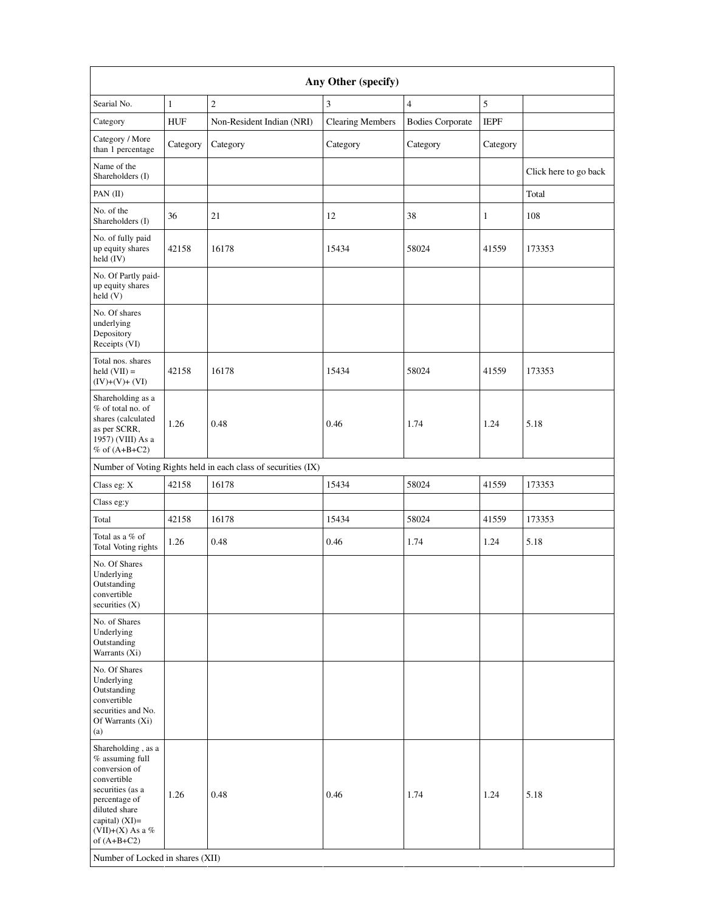| Any Other (specify) | | | | | | |
|---|---|---|---|---|---|---|
| Searial No. | 1 | 2 | 3 | 4 | 5 | |
| Category | HUF | Non-Resident Indian (NRI) | Clearing Members | Bodies Corporate | IEPF | |
| Category / More than 1 percentage | Category | Category | Category | Category | Category | |
| Name of the Shareholders (I) | | | | | | Click here to go back |
| PAN (II) | | | | | | Total |
| No. of the Shareholders (I) | 36 | 21 | 12 | 38 | 1 | 108 |
| No. of fully paid up equity shares held (IV) | 42158 | 16178 | 15434 | 58024 | 41559 | 173353 |
| No. Of Partly paid-up equity shares held (V) | | | | | | |
| No. Of shares underlying Depository Receipts (VI) | | | | | | |
| Total nos. shares held (VII) = (IV)+(V)+ (VI) | 42158 | 16178 | 15434 | 58024 | 41559 | 173353 |
| Shareholding as a % of total no. of shares (calculated as per SCRR, 1957) (VIII) As a % of (A+B+C2) | 1.26 | 0.48 | 0.46 | 1.74 | 1.24 | 5.18 |
| Number of Voting Rights held in each class of securities (IX) | | | | | | |
| Class eg: X | 42158 | 16178 | 15434 | 58024 | 41559 | 173353 |
| Class eg:y | | | | | | |
| Total | 42158 | 16178 | 15434 | 58024 | 41559 | 173353 |
| Total as a % of Total Voting rights | 1.26 | 0.48 | 0.46 | 1.74 | 1.24 | 5.18 |
| No. Of Shares Underlying Outstanding convertible securities (X) | | | | | | |
| No. of Shares Underlying Outstanding Warrants (Xi) | | | | | | |
| No. Of Shares Underlying Outstanding convertible securities and No. Of Warrants (Xi) (a) | | | | | | |
| Shareholding , as a % assuming full conversion of convertible securities (as a percentage of diluted share capital) (XI)= (VII)+(X) As a % of (A+B+C2) | 1.26 | 0.48 | 0.46 | 1.74 | 1.24 | 5.18 |
| Number of Locked in shares (XII) | | | | | | |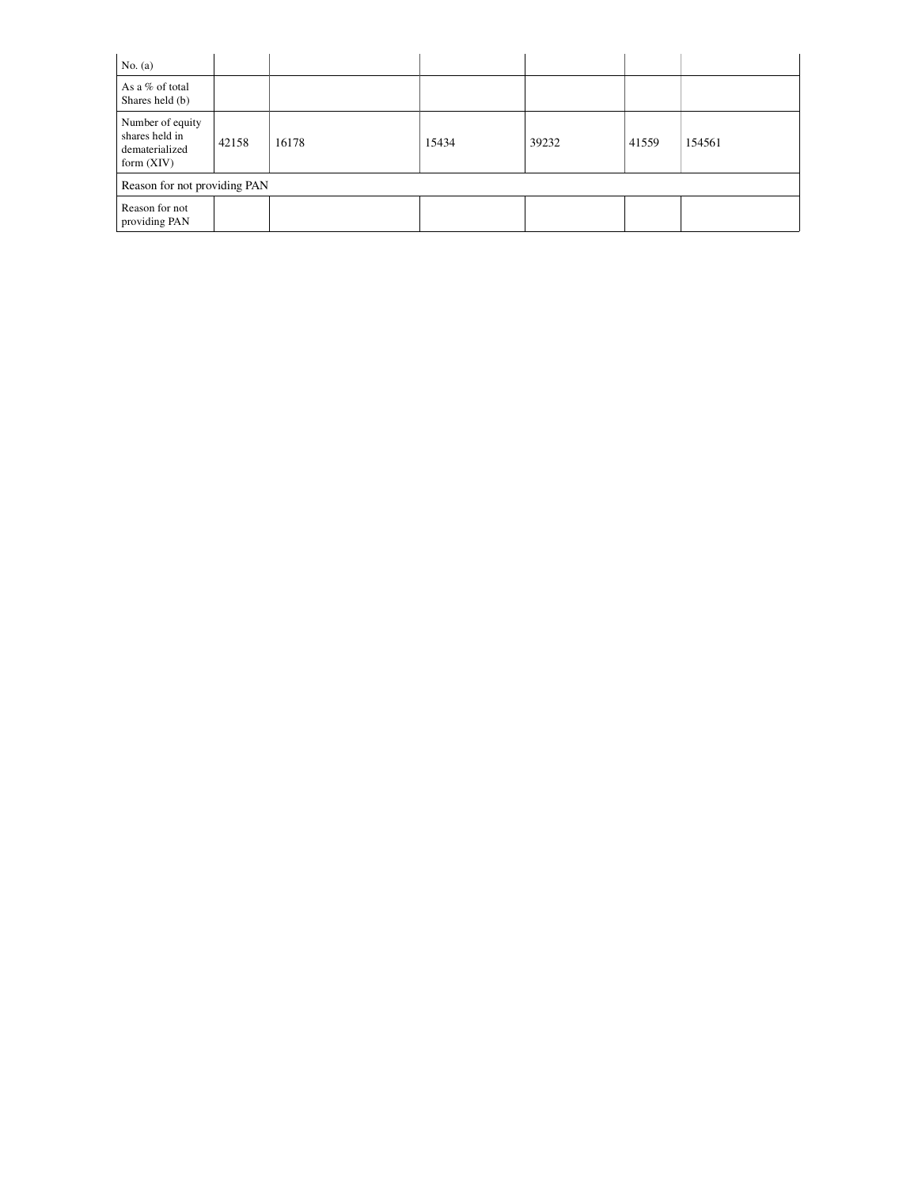| No. (a) | | | | | | |
|---|---|---|---|---|---|---|
| As a % of total Shares held (b) | | | | | | |
| Number of equity shares held in dematerialized form (XIV) | 42158 | 16178 | 15434 | 39232 | 41559 | 154561 |
| Reason for not providing PAN | | | | | | |
| Reason for not providing PAN | | | | | | |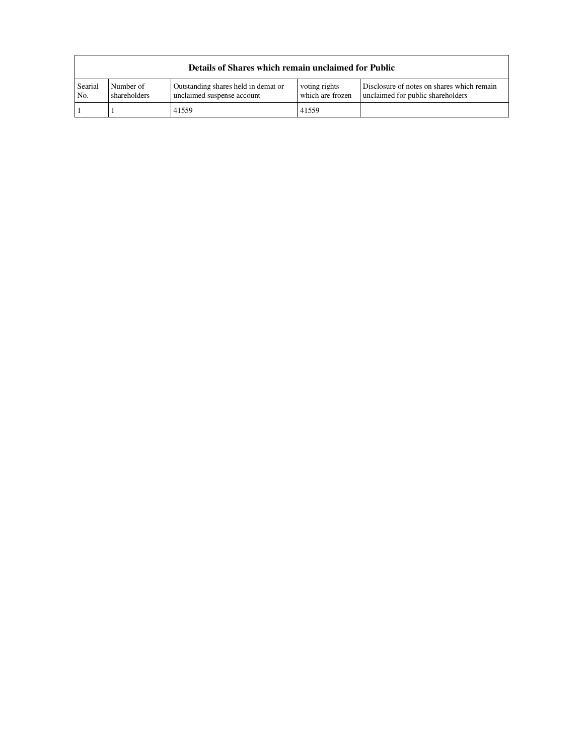| Details of Shares which remain unclaimed for Public | | | | |
|---|---|---|---|---|
| Searial No. | Number of shareholders | Outstanding shares held in demat or unclaimed suspense account | voting rights which are frozen | Disclosure of notes on shares which remain unclaimed for public shareholders |
| 1 | 1 | 41559 | 41559 | |